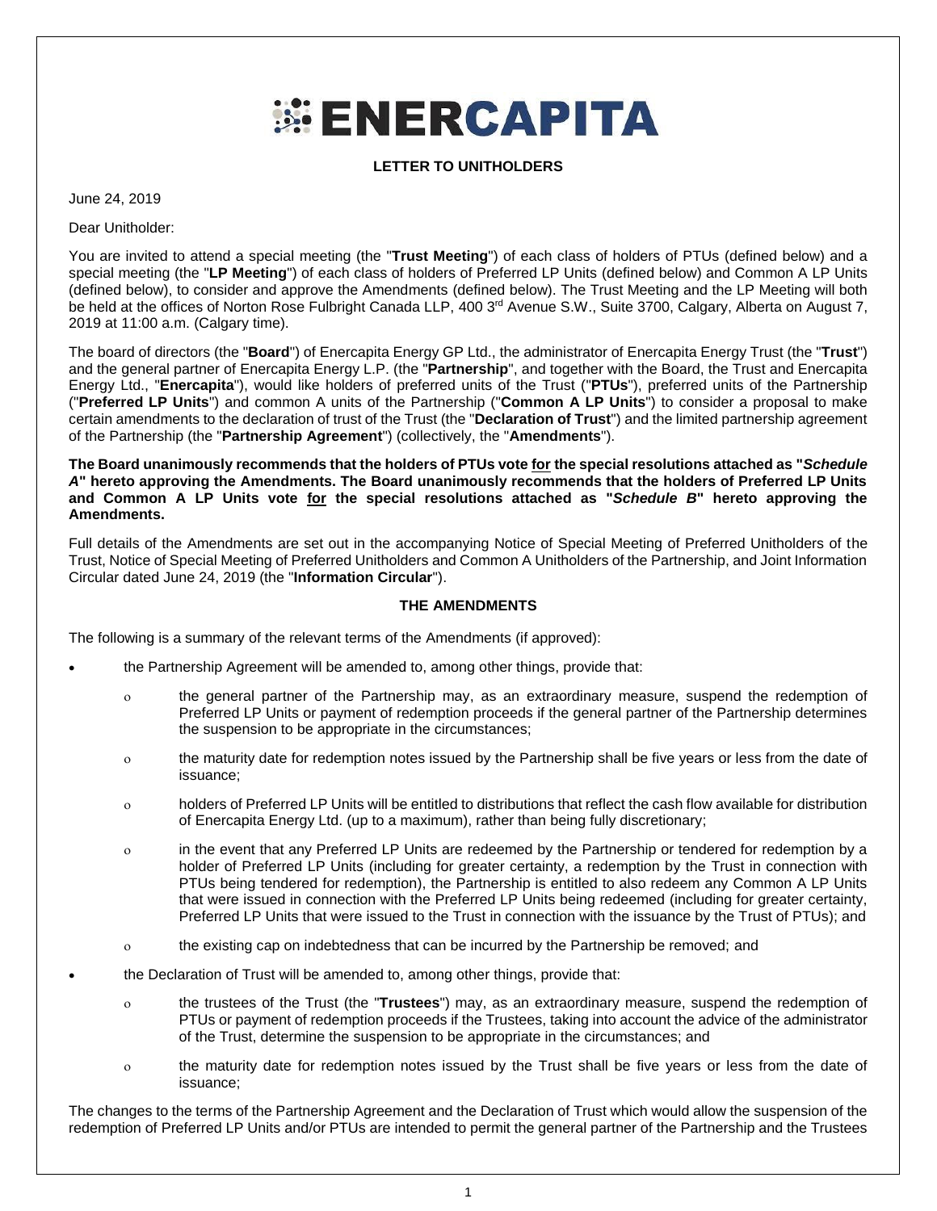# ENERCAPITA

**LETTER TO UNITHOLDERS**

June 24, 2019

Dear Unitholder:

You are invited to attend a special meeting (the "**Trust Meeting**") of each class of holders of PTUs (defined below) and a special meeting (the "**LP Meeting**") of each class of holders of Preferred LP Units (defined below) and Common A LP Units (defined below), to consider and approve the Amendments (defined below). The Trust Meeting and the LP Meeting will both be held at the offices of Norton Rose Fulbright Canada LLP, 400 3rd Avenue S.W., Suite 3700, Calgary, Alberta on August 7, 2019 at 11:00 a.m. (Calgary time).

The board of directors (the "**Board**") of Enercapita Energy GP Ltd., the administrator of Enercapita Energy Trust (the "**Trust**") and the general partner of Enercapita Energy L.P. (the "**Partnership**", and together with the Board, the Trust and Enercapita Energy Ltd., "**Enercapita**"), would like holders of preferred units of the Trust ("**PTUs**"), preferred units of the Partnership ("**Preferred LP Units**") and common A units of the Partnership ("**Common A LP Units**") to consider a proposal to make certain amendments to the declaration of trust of the Trust (the "**Declaration of Trust**") and the limited partnership agreement of the Partnership (the "**Partnership Agreement**") (collectively, the "**Amendments**").

**The Board unanimously recommends that the holders of PTUs vote <u>for</u> the special resolutions attached as "*Schedule A*" hereto approving the Amendments. The Board unanimously recommends that the holders of Preferred LP Units and Common A LP Units vote <u>for</u> the special resolutions attached as "*Schedule B*" hereto approving the Amendments.**

Full details of the Amendments are set out in the accompanying Notice of Special Meeting of Preferred Unitholders of the Trust, Notice of Special Meeting of Preferred Unitholders and Common A Unitholders of the Partnership, and Joint Information Circular dated June 24, 2019 (the "**Information Circular**").

**THE AMENDMENTS**

The following is a summary of the relevant terms of the Amendments (if approved):

- the Partnership Agreement will be amended to, among other things, provide that:
  - the general partner of the Partnership may, as an extraordinary measure, suspend the redemption of Preferred LP Units or payment of redemption proceeds if the general partner of the Partnership determines the suspension to be appropriate in the circumstances;
  - the maturity date for redemption notes issued by the Partnership shall be five years or less from the date of issuance;
  - holders of Preferred LP Units will be entitled to distributions that reflect the cash flow available for distribution of Enercapita Energy Ltd. (up to a maximum), rather than being fully discretionary;
  - in the event that any Preferred LP Units are redeemed by the Partnership or tendered for redemption by a holder of Preferred LP Units (including for greater certainty, a redemption by the Trust in connection with PTUs being tendered for redemption), the Partnership is entitled to also redeem any Common A LP Units that were issued in connection with the Preferred LP Units being redeemed (including for greater certainty, Preferred LP Units that were issued to the Trust in connection with the issuance by the Trust of PTUs); and
  - the existing cap on indebtedness that can be incurred by the Partnership be removed; and
- the Declaration of Trust will be amended to, among other things, provide that:
  - the trustees of the Trust (the "**Trustees**") may, as an extraordinary measure, suspend the redemption of PTUs or payment of redemption proceeds if the Trustees, taking into account the advice of the administrator of the Trust, determine the suspension to be appropriate in the circumstances; and
  - the maturity date for redemption notes issued by the Trust shall be five years or less from the date of issuance;

The changes to the terms of the Partnership Agreement and the Declaration of Trust which would allow the suspension of the redemption of Preferred LP Units and/or PTUs are intended to permit the general partner of the Partnership and the Trustees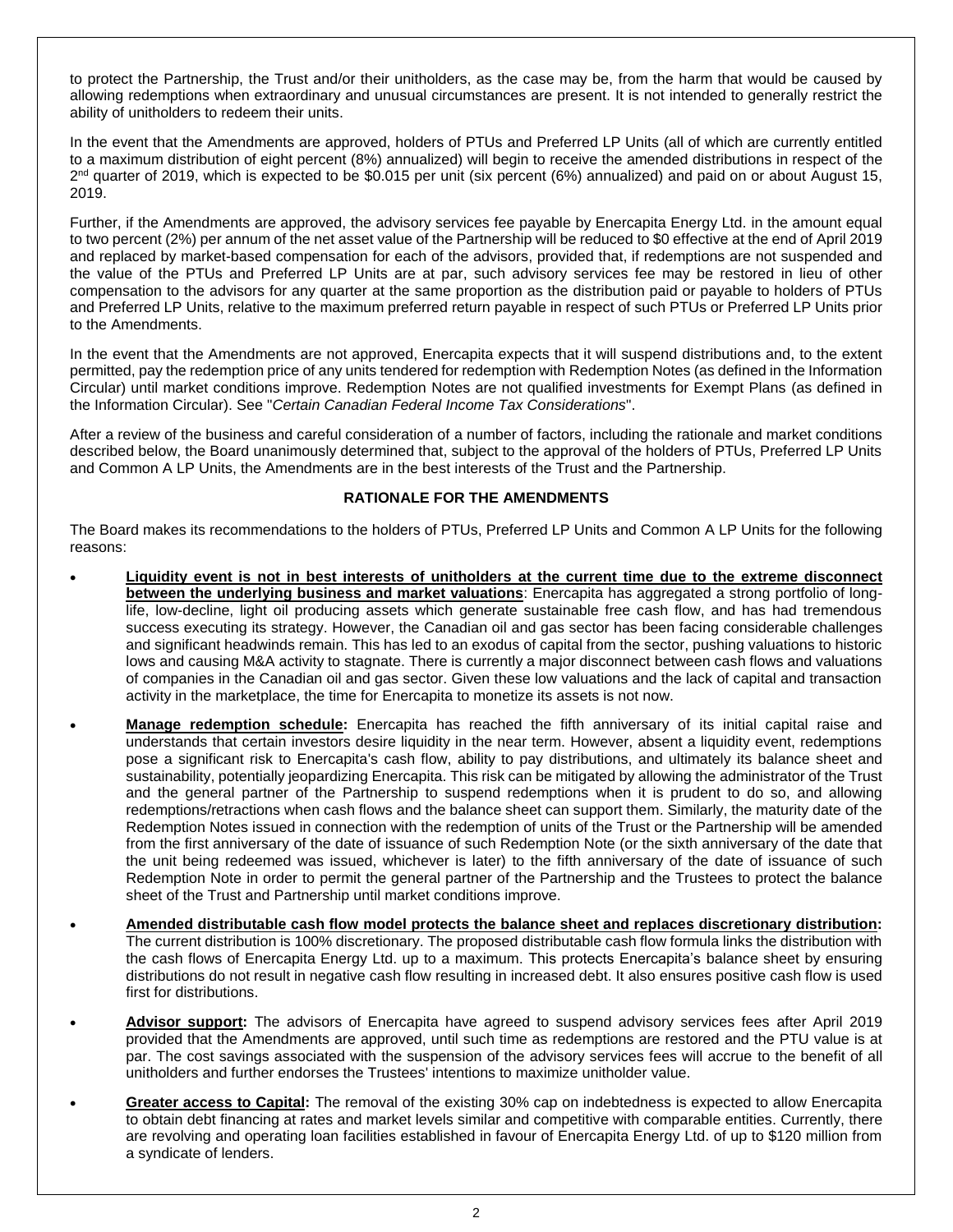to protect the Partnership, the Trust and/or their unitholders, as the case may be, from the harm that would be caused by allowing redemptions when extraordinary and unusual circumstances are present. It is not intended to generally restrict the ability of unitholders to redeem their units.

In the event that the Amendments are approved, holders of PTUs and Preferred LP Units (all of which are currently entitled to a maximum distribution of eight percent (8%) annualized) will begin to receive the amended distributions in respect of the 2nd quarter of 2019, which is expected to be \$0.015 per unit (six percent (6%) annualized) and paid on or about August 15, 2019.

Further, if the Amendments are approved, the advisory services fee payable by Enercapita Energy Ltd. in the amount equal to two percent (2%) per annum of the net asset value of the Partnership will be reduced to \$0 effective at the end of April 2019 and replaced by market-based compensation for each of the advisors, provided that, if redemptions are not suspended and the value of the PTUs and Preferred LP Units are at par, such advisory services fee may be restored in lieu of other compensation to the advisors for any quarter at the same proportion as the distribution paid or payable to holders of PTUs and Preferred LP Units, relative to the maximum preferred return payable in respect of such PTUs or Preferred LP Units prior to the Amendments.

In the event that the Amendments are not approved, Enercapita expects that it will suspend distributions and, to the extent permitted, pay the redemption price of any units tendered for redemption with Redemption Notes (as defined in the Information Circular) until market conditions improve. Redemption Notes are not qualified investments for Exempt Plans (as defined in the Information Circular). See "*Certain Canadian Federal Income Tax Considerations*".

After a review of the business and careful consideration of a number of factors, including the rationale and market conditions described below, the Board unanimously determined that, subject to the approval of the holders of PTUs, Preferred LP Units and Common A LP Units, the Amendments are in the best interests of the Trust and the Partnership.

## RATIONALE FOR THE AMENDMENTS

The Board makes its recommendations to the holders of PTUs, Preferred LP Units and Common A LP Units for the following reasons:

- **Liquidity event is not in best interests of unitholders at the current time due to the extreme disconnect between the underlying business and market valuations**: Enercapita has aggregated a strong portfolio of long-life, low-decline, light oil producing assets which generate sustainable free cash flow, and has had tremendous success executing its strategy. However, the Canadian oil and gas sector has been facing considerable challenges and significant headwinds remain. This has led to an exodus of capital from the sector, pushing valuations to historic lows and causing M&A activity to stagnate. There is currently a major disconnect between cash flows and valuations of companies in the Canadian oil and gas sector. Given these low valuations and the lack of capital and transaction activity in the marketplace, the time for Enercapita to monetize its assets is not now.
- **Manage redemption schedule:** Enercapita has reached the fifth anniversary of its initial capital raise and understands that certain investors desire liquidity in the near term. However, absent a liquidity event, redemptions pose a significant risk to Enercapita's cash flow, ability to pay distributions, and ultimately its balance sheet and sustainability, potentially jeopardizing Enercapita. This risk can be mitigated by allowing the administrator of the Trust and the general partner of the Partnership to suspend redemptions when it is prudent to do so, and allowing redemptions/retractions when cash flows and the balance sheet can support them. Similarly, the maturity date of the Redemption Notes issued in connection with the redemption of units of the Trust or the Partnership will be amended from the first anniversary of the date of issuance of such Redemption Note (or the sixth anniversary of the date that the unit being redeemed was issued, whichever is later) to the fifth anniversary of the date of issuance of such Redemption Note in order to permit the general partner of the Partnership and the Trustees to protect the balance sheet of the Trust and Partnership until market conditions improve.
- **Amended distributable cash flow model protects the balance sheet and replaces discretionary distribution:** The current distribution is 100% discretionary. The proposed distributable cash flow formula links the distribution with the cash flows of Enercapita Energy Ltd. up to a maximum. This protects Enercapita's balance sheet by ensuring distributions do not result in negative cash flow resulting in increased debt. It also ensures positive cash flow is used first for distributions.
- **Advisor support:** The advisors of Enercapita have agreed to suspend advisory services fees after April 2019 provided that the Amendments are approved, until such time as redemptions are restored and the PTU value is at par. The cost savings associated with the suspension of the advisory services fees will accrue to the benefit of all unitholders and further endorses the Trustees' intentions to maximize unitholder value.
- **Greater access to Capital:** The removal of the existing 30% cap on indebtedness is expected to allow Enercapita to obtain debt financing at rates and market levels similar and competitive with comparable entities. Currently, there are revolving and operating loan facilities established in favour of Enercapita Energy Ltd. of up to \$120 million from a syndicate of lenders.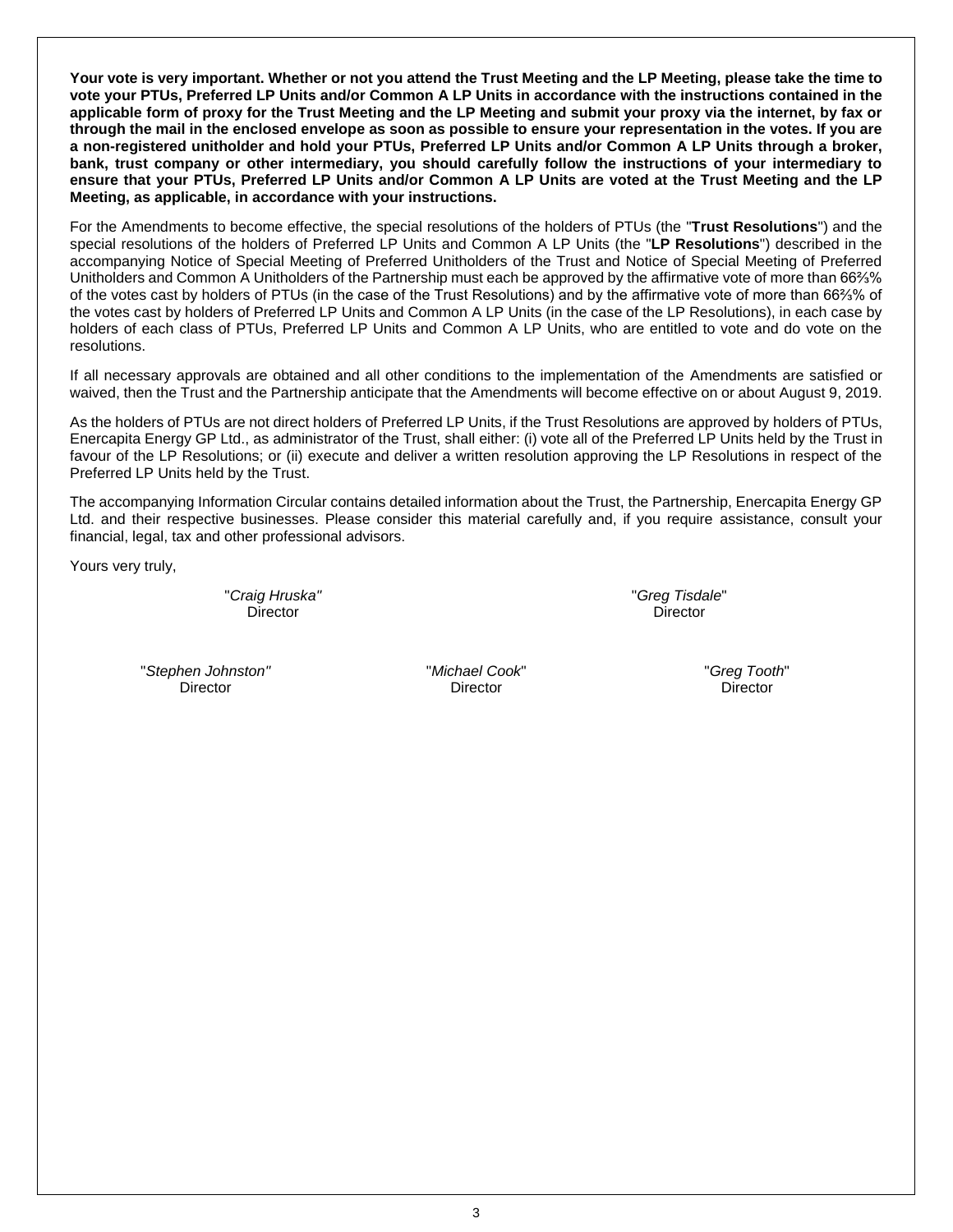**Your vote is very important. Whether or not you attend the Trust Meeting and the LP Meeting, please take the time to vote your PTUs, Preferred LP Units and/or Common A LP Units in accordance with the instructions contained in the applicable form of proxy for the Trust Meeting and the LP Meeting and submit your proxy via the internet, by fax or through the mail in the enclosed envelope as soon as possible to ensure your representation in the votes. If you are a non-registered unitholder and hold your PTUs, Preferred LP Units and/or Common A LP Units through a broker, bank, trust company or other intermediary, you should carefully follow the instructions of your intermediary to ensure that your PTUs, Preferred LP Units and/or Common A LP Units are voted at the Trust Meeting and the LP Meeting, as applicable, in accordance with your instructions.**

For the Amendments to become effective, the special resolutions of the holders of PTUs (the "**Trust Resolutions**") and the special resolutions of the holders of Preferred LP Units and Common A LP Units (the "**LP Resolutions**") described in the accompanying Notice of Special Meeting of Preferred Unitholders of the Trust and Notice of Special Meeting of Preferred Unitholders and Common A Unitholders of the Partnership must each be approved by the affirmative vote of more than 66⅔% of the votes cast by holders of PTUs (in the case of the Trust Resolutions) and by the affirmative vote of more than 66⅔% of the votes cast by holders of Preferred LP Units and Common A LP Units (in the case of the LP Resolutions), in each case by holders of each class of PTUs, Preferred LP Units and Common A LP Units, who are entitled to vote and do vote on the resolutions.

If all necessary approvals are obtained and all other conditions to the implementation of the Amendments are satisfied or waived, then the Trust and the Partnership anticipate that the Amendments will become effective on or about August 9, 2019.

As the holders of PTUs are not direct holders of Preferred LP Units, if the Trust Resolutions are approved by holders of PTUs, Enercapita Energy GP Ltd., as administrator of the Trust, shall either: (i) vote all of the Preferred LP Units held by the Trust in favour of the LP Resolutions; or (ii) execute and deliver a written resolution approving the LP Resolutions in respect of the Preferred LP Units held by the Trust.

The accompanying Information Circular contains detailed information about the Trust, the Partnership, Enercapita Energy GP Ltd. and their respective businesses. Please consider this material carefully and, if you require assistance, consult your financial, legal, tax and other professional advisors.

Yours very truly,

"*Craig Hruska*"
Director

"*Greg Tisdale*"
Director

"*Stephen Johnston*"
Director

"*Michael Cook*"
Director

"*Greg Tooth*"
Director